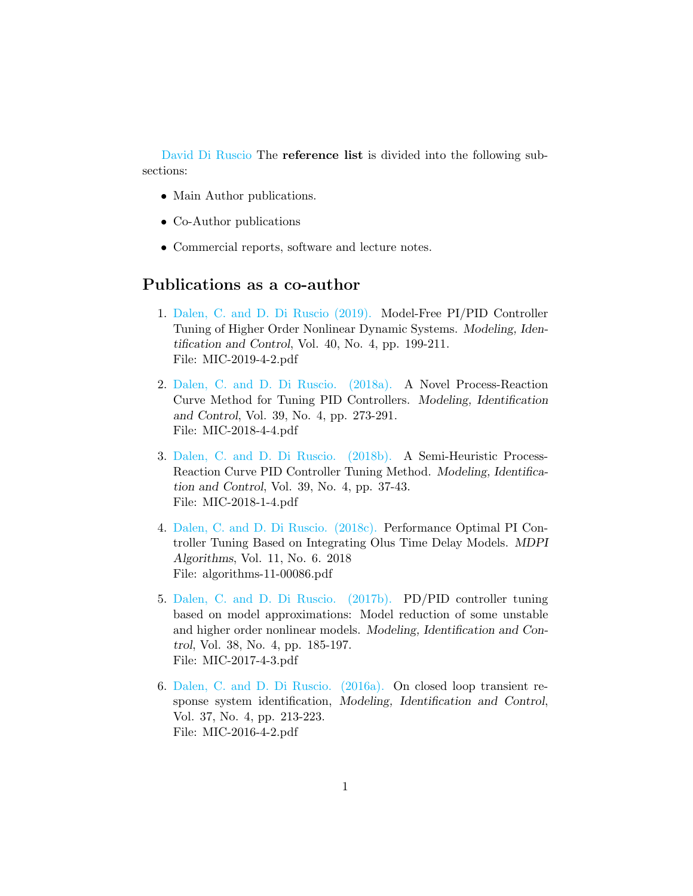David Di Ruscio The **reference list** is divided into the following subsections:

- Main Author publications.
- Co-Author publications
- Commercial reports, software and lecture notes.

## Publications as a co-author

1. Dalen, C. and D. Di Ruscio (2019). Model-Free PI/PID Controller Tuning of Higher Order Nonlinear Dynamic Systems. *Modeling, Identification and Control*, Vol. 40, No. 4, pp. 199-211.
   File: MIC-2019-4-2.pdf

2. Dalen, C. and D. Di Ruscio. (2018a). A Novel Process-Reaction Curve Method for Tuning PID Controllers. *Modeling, Identification and Control*, Vol. 39, No. 4, pp. 273-291.
   File: MIC-2018-4-4.pdf

3. Dalen, C. and D. Di Ruscio. (2018b). A Semi-Heuristic Process-Reaction Curve PID Controller Tuning Method. *Modeling, Identification and Control*, Vol. 39, No. 4, pp. 37-43.
   File: MIC-2018-1-4.pdf

4. Dalen, C. and D. Di Ruscio. (2018c). Performance Optimal PI Controller Tuning Based on Integrating Olus Time Delay Models. *MDPI Algorithms*, Vol. 11, No. 6. 2018
   File: algorithms-11-00086.pdf

5. Dalen, C. and D. Di Ruscio. (2017b). PD/PID controller tuning based on model approximations: Model reduction of some unstable and higher order nonlinear models. *Modeling, Identification and Control*, Vol. 38, No. 4, pp. 185-197.
   File: MIC-2017-4-3.pdf

6. Dalen, C. and D. Di Ruscio. (2016a). On closed loop transient response system identification, *Modeling, Identification and Control*, Vol. 37, No. 4, pp. 213-223.
   File: MIC-2016-4-2.pdf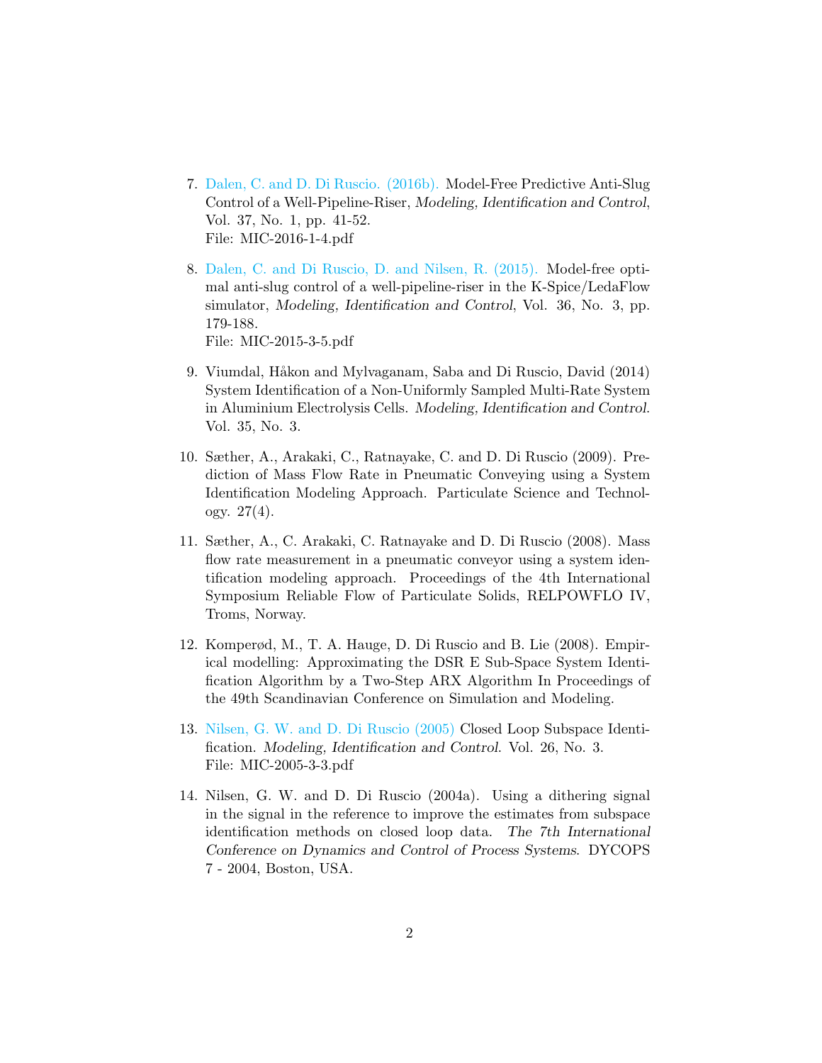7. Dalen, C. and D. Di Ruscio. (2016b). Model-Free Predictive Anti-Slug Control of a Well-Pipeline-Riser, *Modeling, Identification and Control*, Vol. 37, No. 1, pp. 41-52.
   File: MIC-2016-1-4.pdf

8. Dalen, C. and Di Ruscio, D. and Nilsen, R. (2015). Model-free optimal anti-slug control of a well-pipeline-riser in the K-Spice/LedaFlow simulator, *Modeling, Identification and Control*, Vol. 36, No. 3, pp. 179-188.
   File: MIC-2015-3-5.pdf

9. Viumdal, Håkon and Mylvaganam, Saba and Di Ruscio, David (2014) System Identification of a Non-Uniformly Sampled Multi-Rate System in Aluminium Electrolysis Cells. *Modeling, Identification and Control*. Vol. 35, No. 3.

10. Sæther, A., Arakaki, C., Ratnayake, C. and D. Di Ruscio (2009). Prediction of Mass Flow Rate in Pneumatic Conveying using a System Identification Modeling Approach. Particulate Science and Technology. 27(4).

11. Sæther, A., C. Arakaki, C. Ratnayake and D. Di Ruscio (2008). Mass flow rate measurement in a pneumatic conveyor using a system identification modeling approach. Proceedings of the 4th International Symposium Reliable Flow of Particulate Solids, RELPOWFLO IV, Troms, Norway.

12. Komperød, M., T. A. Hauge, D. Di Ruscio and B. Lie (2008). Empirical modelling: Approximating the DSR E Sub-Space System Identification Algorithm by a Two-Step ARX Algorithm In Proceedings of the 49th Scandinavian Conference on Simulation and Modeling.

13. Nilsen, G. W. and D. Di Ruscio (2005) Closed Loop Subspace Identification. *Modeling, Identification and Control*. Vol. 26, No. 3.
    File: MIC-2005-3-3.pdf

14. Nilsen, G. W. and D. Di Ruscio (2004a). Using a dithering signal in the signal in the reference to improve the estimates from subspace identification methods on closed loop data. *The 7th International Conference on Dynamics and Control of Process Systems*. DYCOPS 7 - 2004, Boston, USA.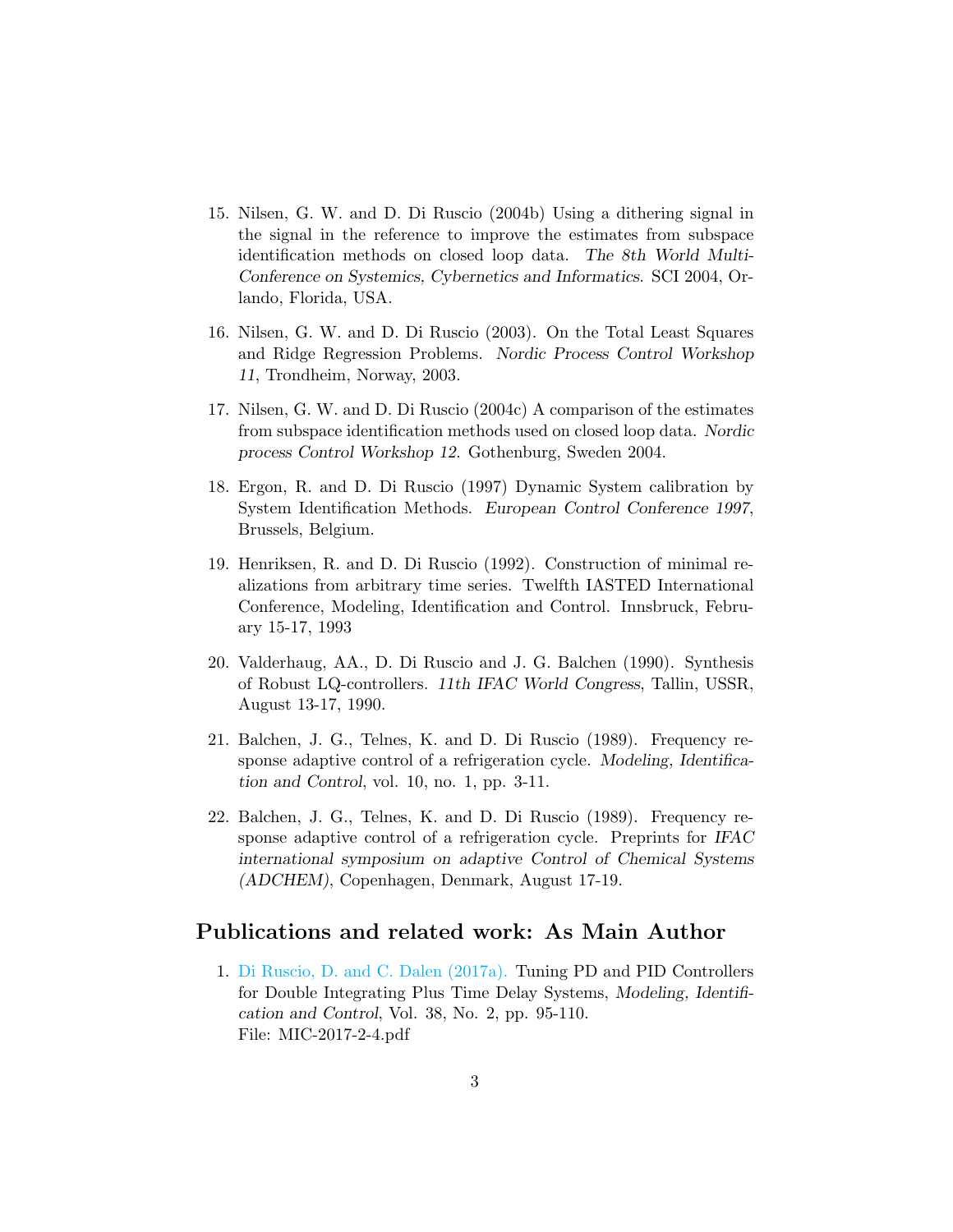15. Nilsen, G. W. and D. Di Ruscio (2004b) Using a dithering signal in the signal in the reference to improve the estimates from subspace identification methods on closed loop data. *The 8th World Multi-Conference on Systemics, Cybernetics and Informatics*. SCI 2004, Orlando, Florida, USA.

16. Nilsen, G. W. and D. Di Ruscio (2003). On the Total Least Squares and Ridge Regression Problems. *Nordic Process Control Workshop 11*, Trondheim, Norway, 2003.

17. Nilsen, G. W. and D. Di Ruscio (2004c) A comparison of the estimates from subspace identification methods used on closed loop data. *Nordic process Control Workshop 12*. Gothenburg, Sweden 2004.

18. Ergon, R. and D. Di Ruscio (1997) Dynamic System calibration by System Identification Methods. *European Control Conference 1997*, Brussels, Belgium.

19. Henriksen, R. and D. Di Ruscio (1992). Construction of minimal realizations from arbitrary time series. Twelfth IASTED International Conference, Modeling, Identification and Control. Innsbruck, February 15-17, 1993

20. Valderhaug, AA., D. Di Ruscio and J. G. Balchen (1990). Synthesis of Robust LQ-controllers. *11th IFAC World Congress*, Tallin, USSR, August 13-17, 1990.

21. Balchen, J. G., Telnes, K. and D. Di Ruscio (1989). Frequency response adaptive control of a refrigeration cycle. *Modeling, Identification and Control*, vol. 10, no. 1, pp. 3-11.

22. Balchen, J. G., Telnes, K. and D. Di Ruscio (1989). Frequency response adaptive control of a refrigeration cycle. Preprints for *IFAC international symposium on adaptive Control of Chemical Systems (ADCHEM)*, Copenhagen, Denmark, August 17-19.

## Publications and related work: As Main Author

1. Di Ruscio, D. and C. Dalen (2017a). Tuning PD and PID Controllers for Double Integrating Plus Time Delay Systems, *Modeling, Identification and Control*, Vol. 38, No. 2, pp. 95-110.
   File: MIC-2017-2-4.pdf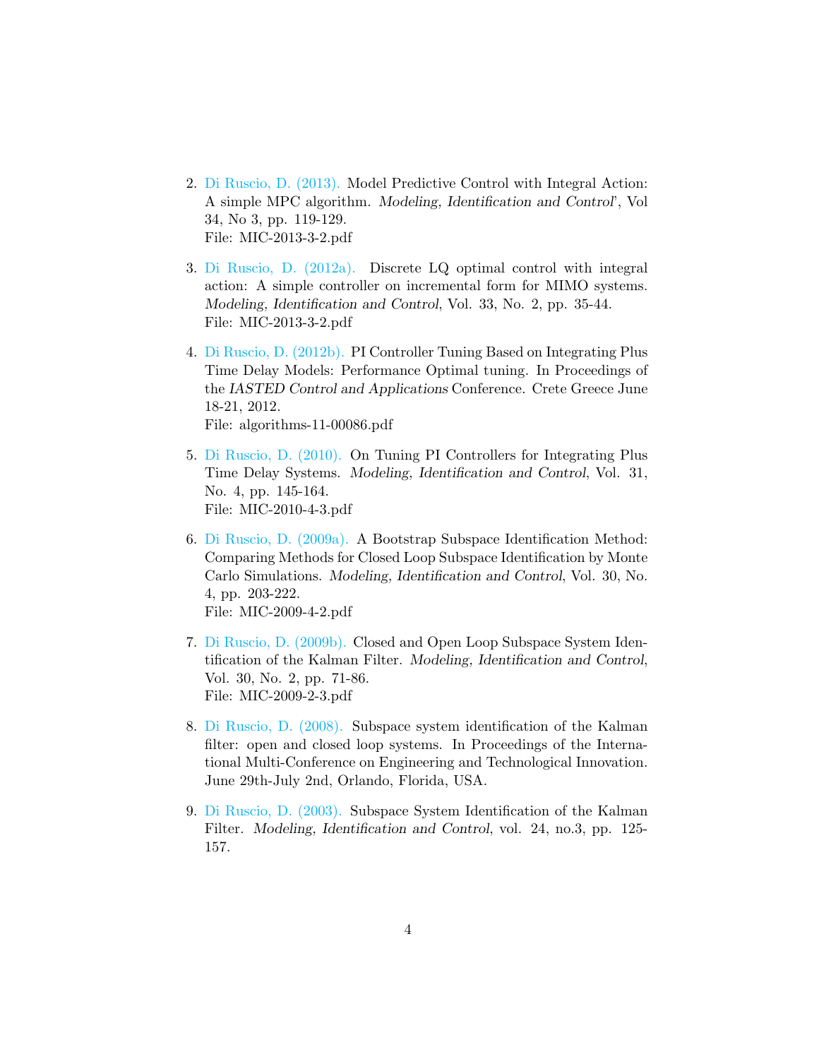2. Di Ruscio, D. (2013). Model Predictive Control with Integral Action: A simple MPC algorithm. *Modeling, Identification and Control'*, Vol 34, No 3, pp. 119-129.
   File: MIC-2013-3-2.pdf

3. Di Ruscio, D. (2012a). Discrete LQ optimal control with integral action: A simple controller on incremental form for MIMO systems. *Modeling, Identification and Control*, Vol. 33, No. 2, pp. 35-44.
   File: MIC-2013-3-2.pdf

4. Di Ruscio, D. (2012b). PI Controller Tuning Based on Integrating Plus Time Delay Models: Performance Optimal tuning. In Proceedings of the *IASTED Control and Applications* Conference. Crete Greece June 18-21, 2012.
   File: algorithms-11-00086.pdf

5. Di Ruscio, D. (2010). On Tuning PI Controllers for Integrating Plus Time Delay Systems. *Modeling, Identification and Control*, Vol. 31, No. 4, pp. 145-164.
   File: MIC-2010-4-3.pdf

6. Di Ruscio, D. (2009a). A Bootstrap Subspace Identification Method: Comparing Methods for Closed Loop Subspace Identification by Monte Carlo Simulations. *Modeling, Identification and Control*, Vol. 30, No. 4, pp. 203-222.
   File: MIC-2009-4-2.pdf

7. Di Ruscio, D. (2009b). Closed and Open Loop Subspace System Identification of the Kalman Filter. *Modeling, Identification and Control*, Vol. 30, No. 2, pp. 71-86.
   File: MIC-2009-2-3.pdf

8. Di Ruscio, D. (2008). Subspace system identification of the Kalman filter: open and closed loop systems. In Proceedings of the International Multi-Conference on Engineering and Technological Innovation. June 29th-July 2nd, Orlando, Florida, USA.

9. Di Ruscio, D. (2003). Subspace System Identification of the Kalman Filter. *Modeling, Identification and Control*, vol. 24, no.3, pp. 125-157.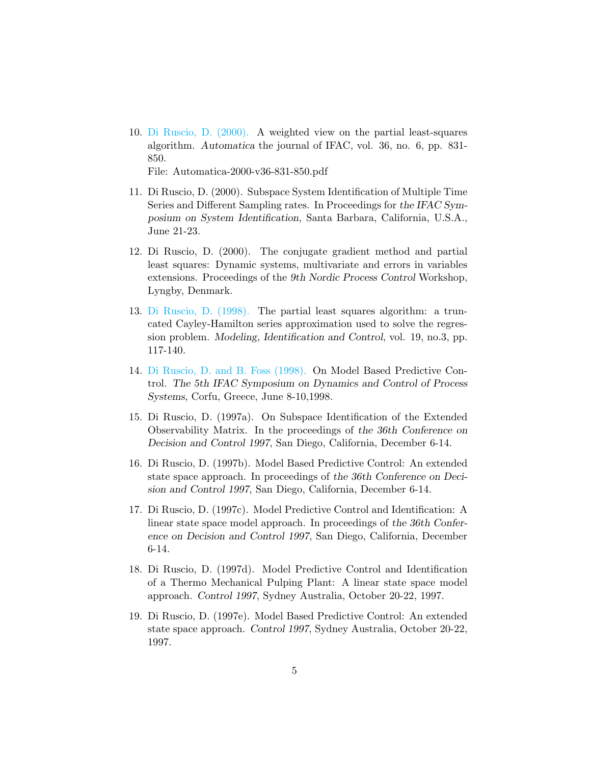10. Di Ruscio, D. (2000). A weighted view on the partial least-squares algorithm. *Automatica* the journal of IFAC, vol. 36, no. 6, pp. 831-850.
    File: Automatica-2000-v36-831-850.pdf

11. Di Ruscio, D. (2000). Subspace System Identification of Multiple Time Series and Different Sampling rates. In Proceedings for *the IFAC Symposium on System Identification*, Santa Barbara, California, U.S.A., June 21-23.

12. Di Ruscio, D. (2000). The conjugate gradient method and partial least squares: Dynamic systems, multivariate and errors in variables extensions. Proceedings of the *9th Nordic Process Control* Workshop, Lyngby, Denmark.

13. Di Ruscio, D. (1998). The partial least squares algorithm: a truncated Cayley-Hamilton series approximation used to solve the regression problem. *Modeling, Identification and Control*, vol. 19, no.3, pp. 117-140.

14. Di Ruscio, D. and B. Foss (1998). On Model Based Predictive Control. *The 5th IFAC Symposium on Dynamics and Control of Process Systems*, Corfu, Greece, June 8-10,1998.

15. Di Ruscio, D. (1997a). On Subspace Identification of the Extended Observability Matrix. In the proceedings of *the 36th Conference on Decision and Control 1997*, San Diego, California, December 6-14.

16. Di Ruscio, D. (1997b). Model Based Predictive Control: An extended state space approach. In proceedings of *the 36th Conference on Decision and Control 1997*, San Diego, California, December 6-14.

17. Di Ruscio, D. (1997c). Model Predictive Control and Identification: A linear state space model approach. In proceedings of *the 36th Conference on Decision and Control 1997*, San Diego, California, December 6-14.

18. Di Ruscio, D. (1997d). Model Predictive Control and Identification of a Thermo Mechanical Pulping Plant: A linear state space model approach. *Control 1997*, Sydney Australia, October 20-22, 1997.

19. Di Ruscio, D. (1997e). Model Based Predictive Control: An extended state space approach. *Control 1997*, Sydney Australia, October 20-22, 1997.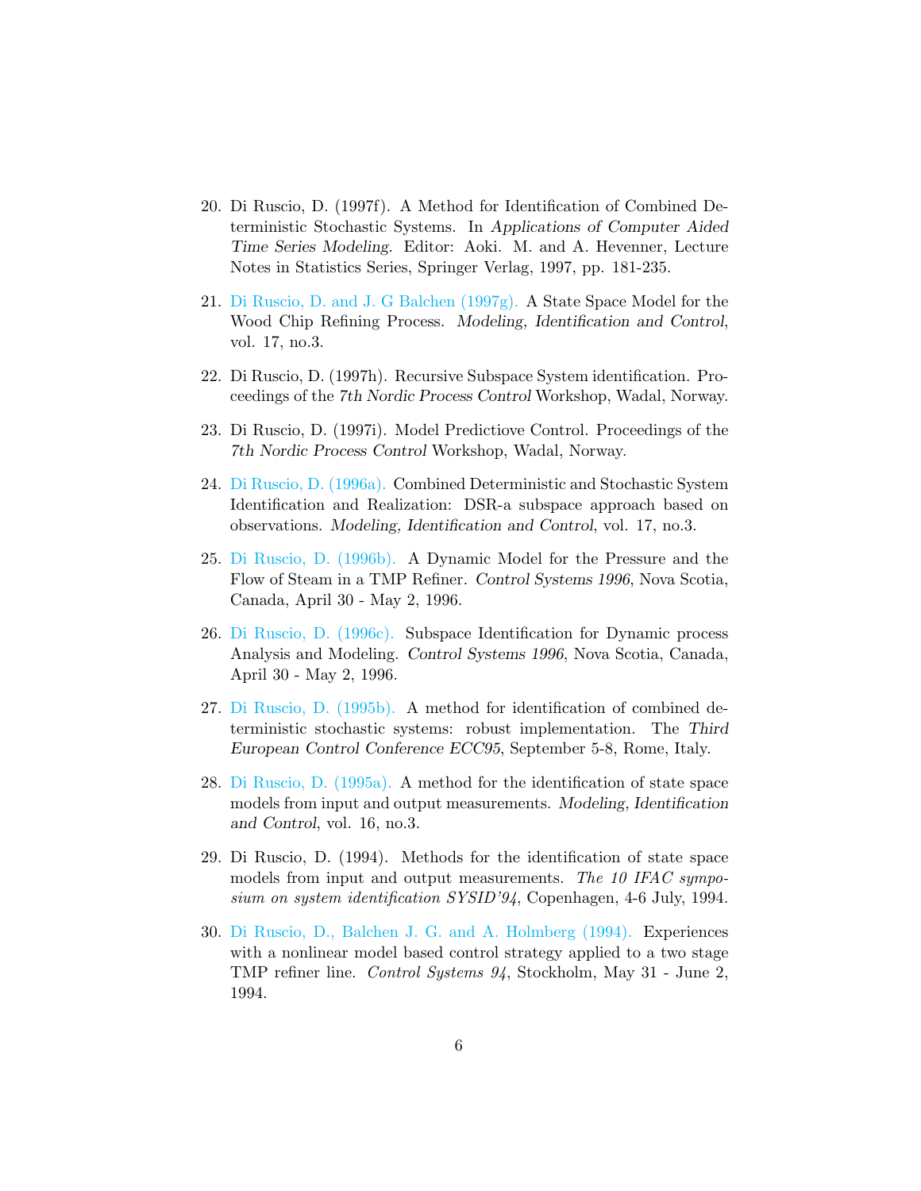20. Di Ruscio, D. (1997f). A Method for Identification of Combined Deterministic Stochastic Systems. In *Applications of Computer Aided Time Series Modeling*. Editor: Aoki. M. and A. Hevenner, Lecture Notes in Statistics Series, Springer Verlag, 1997, pp. 181-235.

21. Di Ruscio, D. and J. G Balchen (1997g). A State Space Model for the Wood Chip Refining Process. *Modeling, Identification and Control*, vol. 17, no.3.

22. Di Ruscio, D. (1997h). Recursive Subspace System identification. Proceedings of the *7th Nordic Process Control* Workshop, Wadal, Norway.

23. Di Ruscio, D. (1997i). Model Predictiove Control. Proceedings of the *7th Nordic Process Control* Workshop, Wadal, Norway.

24. Di Ruscio, D. (1996a). Combined Deterministic and Stochastic System Identification and Realization: DSR-a subspace approach based on observations. *Modeling, Identification and Control*, vol. 17, no.3.

25. Di Ruscio, D. (1996b). A Dynamic Model for the Pressure and the Flow of Steam in a TMP Refiner. *Control Systems 1996*, Nova Scotia, Canada, April 30 - May 2, 1996.

26. Di Ruscio, D. (1996c). Subspace Identification for Dynamic process Analysis and Modeling. *Control Systems 1996*, Nova Scotia, Canada, April 30 - May 2, 1996.

27. Di Ruscio, D. (1995b). A method for identification of combined deterministic stochastic systems: robust implementation. The *Third European Control Conference ECC95*, September 5-8, Rome, Italy.

28. Di Ruscio, D. (1995a). A method for the identification of state space models from input and output measurements. *Modeling, Identification and Control*, vol. 16, no.3.

29. Di Ruscio, D. (1994). Methods for the identification of state space models from input and output measurements. *The 10 IFAC symposium on system identification SYSID'94*, Copenhagen, 4-6 July, 1994.

30. Di Ruscio, D., Balchen J. G. and A. Holmberg (1994). Experiences with a nonlinear model based control strategy applied to a two stage TMP refiner line. *Control Systems 94*, Stockholm, May 31 - June 2, 1994.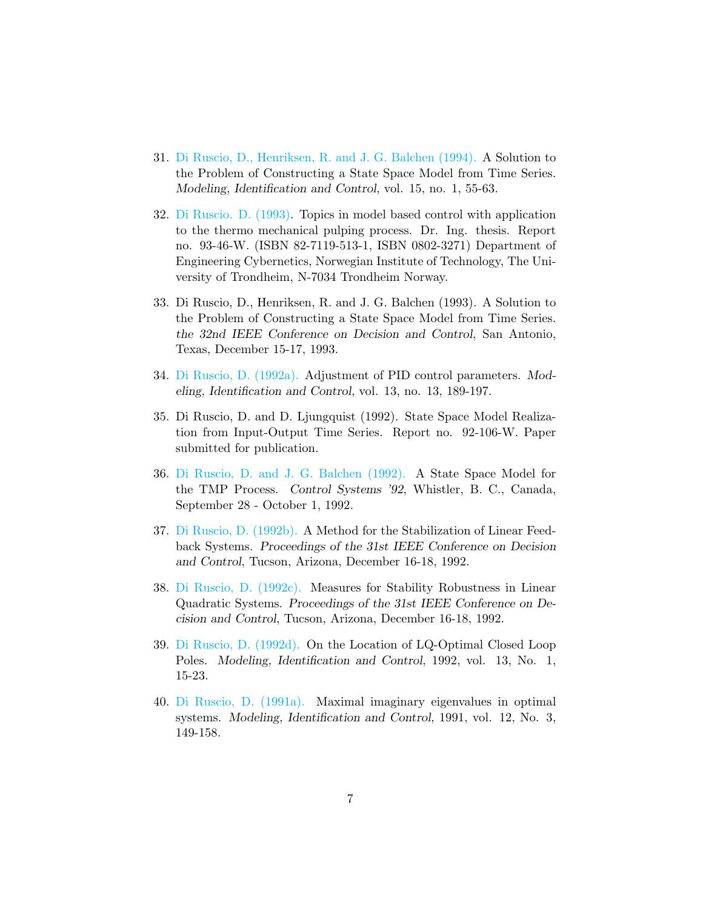31. Di Ruscio, D., Henriksen, R. and J. G. Balchen (1994). A Solution to the Problem of Constructing a State Space Model from Time Series. *Modeling, Identification and Control*, vol. 15, no. 1, 55-63.

32. Di Ruscio. D. (1993). Topics in model based control with application to the thermo mechanical pulping process. Dr. Ing. thesis. Report no. 93-46-W. (ISBN 82-7119-513-1, ISBN 0802-3271) Department of Engineering Cybernetics, Norwegian Institute of Technology, The University of Trondheim, N-7034 Trondheim Norway.

33. Di Ruscio, D., Henriksen, R. and J. G. Balchen (1993). A Solution to the Problem of Constructing a State Space Model from Time Series. *the 32nd IEEE Conference on Decision and Control*, San Antonio, Texas, December 15-17, 1993.

34. Di Ruscio, D. (1992a). Adjustment of PID control parameters. *Modeling, Identification and Control*, vol. 13, no. 13, 189-197.

35. Di Ruscio, D. and D. Ljungquist (1992). State Space Model Realization from Input-Output Time Series. Report no. 92-106-W. Paper submitted for publication.

36. Di Ruscio, D. and J. G. Balchen (1992). A State Space Model for the TMP Process. *Control Systems '92*, Whistler, B. C., Canada, September 28 - October 1, 1992.

37. Di Ruscio, D. (1992b). A Method for the Stabilization of Linear Feedback Systems. *Proceedings of the 31st IEEE Conference on Decision and Control*, Tucson, Arizona, December 16-18, 1992.

38. Di Ruscio, D. (1992c). Measures for Stability Robustness in Linear Quadratic Systems. *Proceedings of the 31st IEEE Conference on Decision and Control*, Tucson, Arizona, December 16-18, 1992.

39. Di Ruscio, D. (1992d). On the Location of LQ-Optimal Closed Loop Poles. *Modeling, Identification and Control*, 1992, vol. 13, No. 1, 15-23.

40. Di Ruscio, D. (1991a). Maximal imaginary eigenvalues in optimal systems. *Modeling, Identification and Control*, 1991, vol. 12, No. 3, 149-158.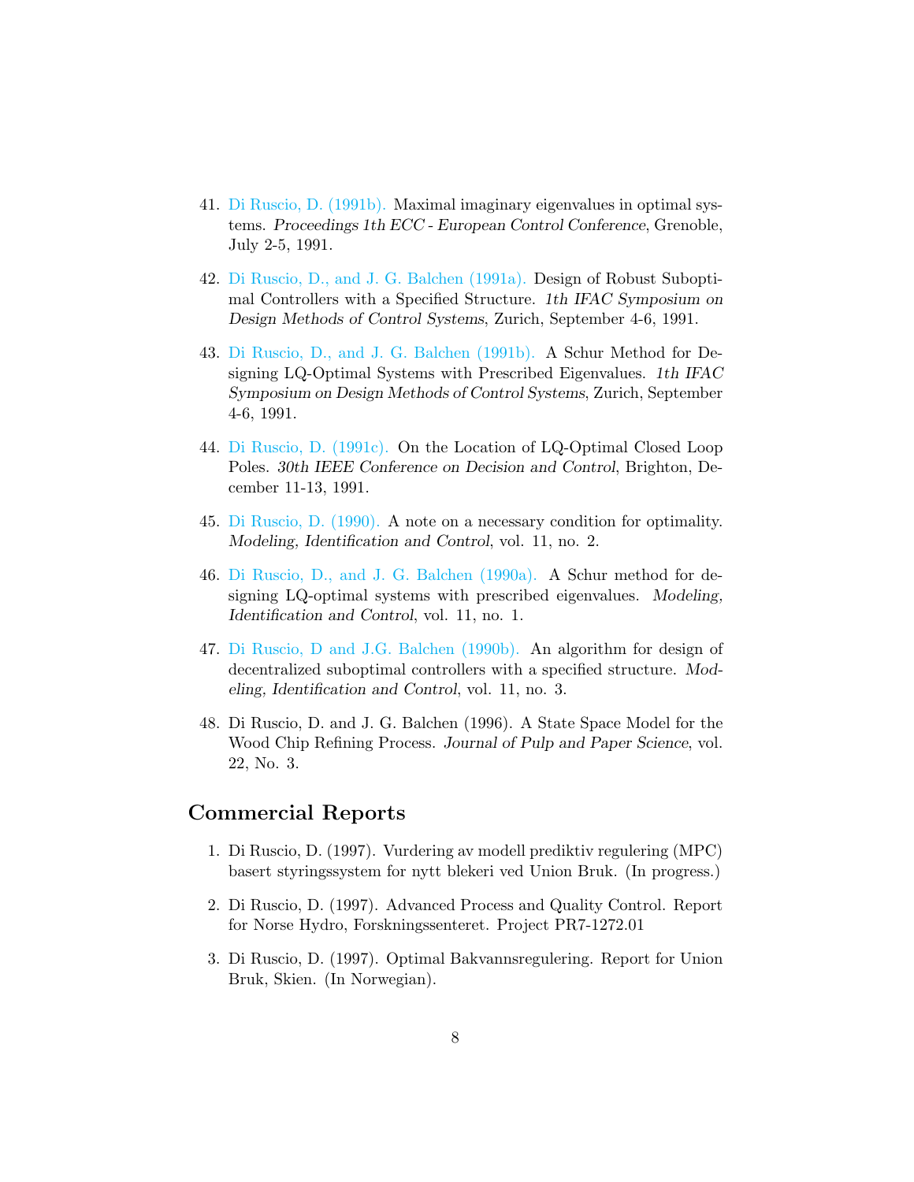41. Di Ruscio, D. (1991b). Maximal imaginary eigenvalues in optimal systems. *Proceedings 1th ECC - European Control Conference*, Grenoble, July 2-5, 1991.

42. Di Ruscio, D., and J. G. Balchen (1991a). Design of Robust Suboptimal Controllers with a Specified Structure. *1th IFAC Symposium on Design Methods of Control Systems*, Zurich, September 4-6, 1991.

43. Di Ruscio, D., and J. G. Balchen (1991b). A Schur Method for Designing LQ-Optimal Systems with Prescribed Eigenvalues. *1th IFAC Symposium on Design Methods of Control Systems*, Zurich, September 4-6, 1991.

44. Di Ruscio, D. (1991c). On the Location of LQ-Optimal Closed Loop Poles. *30th IEEE Conference on Decision and Control*, Brighton, December 11-13, 1991.

45. Di Ruscio, D. (1990). A note on a necessary condition for optimality. *Modeling, Identification and Control*, vol. 11, no. 2.

46. Di Ruscio, D., and J. G. Balchen (1990a). A Schur method for designing LQ-optimal systems with prescribed eigenvalues. *Modeling, Identification and Control*, vol. 11, no. 1.

47. Di Ruscio, D and J.G. Balchen (1990b). An algorithm for design of decentralized suboptimal controllers with a specified structure. *Modeling, Identification and Control*, vol. 11, no. 3.

48. Di Ruscio, D. and J. G. Balchen (1996). A State Space Model for the Wood Chip Refining Process. *Journal of Pulp and Paper Science*, vol. 22, No. 3.

## Commercial Reports

1. Di Ruscio, D. (1997). Vurdering av modell prediktiv regulering (MPC) basert styringssystem for nytt blekeri ved Union Bruk. (In progress.)

2. Di Ruscio, D. (1997). Advanced Process and Quality Control. Report for Norse Hydro, Forskningssenteret. Project PR7-1272.01

3. Di Ruscio, D. (1997). Optimal Bakvannsregulering. Report for Union Bruk, Skien. (In Norwegian).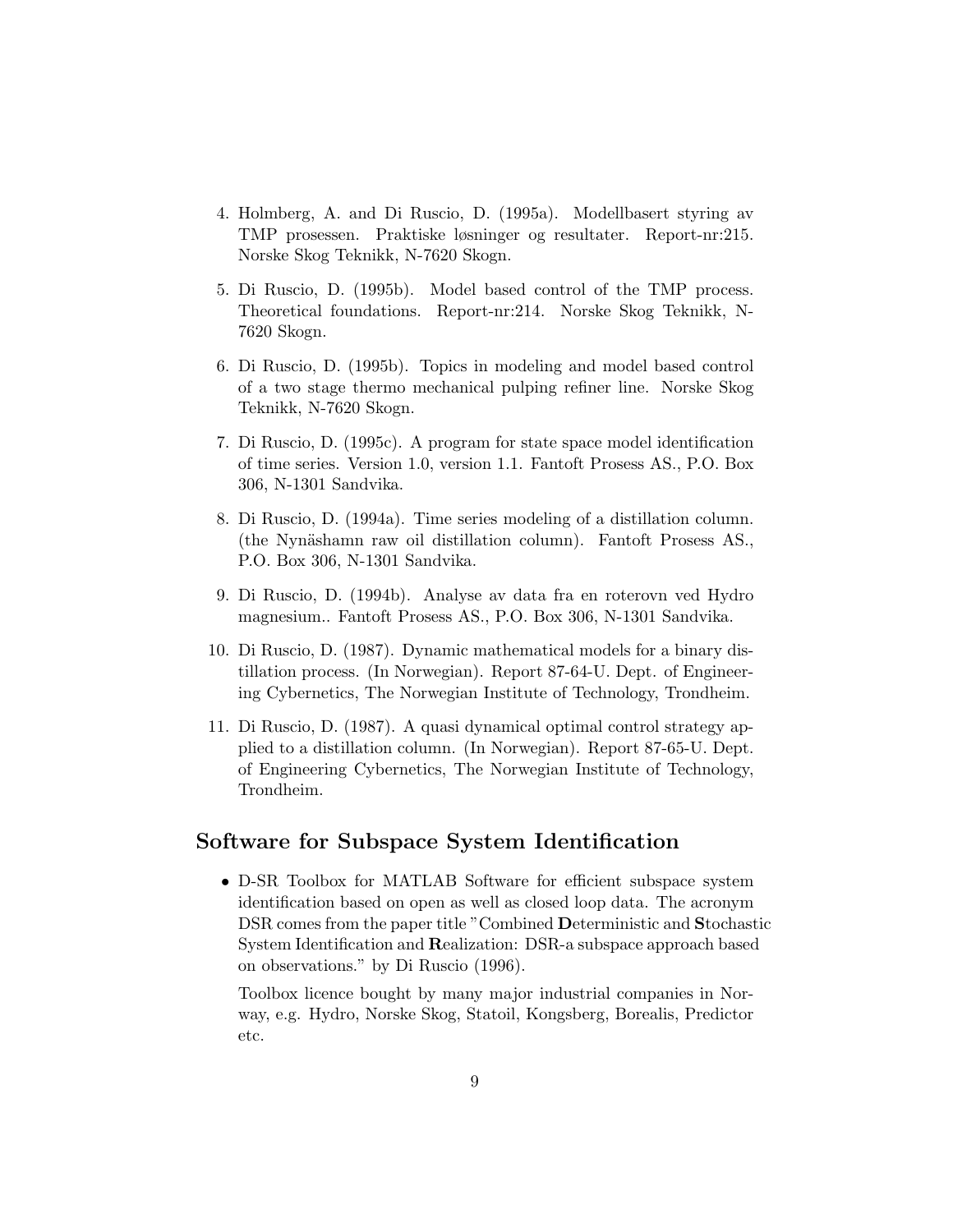4. Holmberg, A. and Di Ruscio, D. (1995a). Modellbasert styring av TMP prosessen. Praktiske løsninger og resultater. Report-nr:215. Norske Skog Teknikk, N-7620 Skogn.

5. Di Ruscio, D. (1995b). Model based control of the TMP process. Theoretical foundations. Report-nr:214. Norske Skog Teknikk, N-7620 Skogn.

6. Di Ruscio, D. (1995b). Topics in modeling and model based control of a two stage thermo mechanical pulping refiner line. Norske Skog Teknikk, N-7620 Skogn.

7. Di Ruscio, D. (1995c). A program for state space model identification of time series. Version 1.0, version 1.1. Fantoft Prosess AS., P.O. Box 306, N-1301 Sandvika.

8. Di Ruscio, D. (1994a). Time series modeling of a distillation column. (the Nynäshamn raw oil distillation column). Fantoft Prosess AS., P.O. Box 306, N-1301 Sandvika.

9. Di Ruscio, D. (1994b). Analyse av data fra en roterovn ved Hydro magnesium.. Fantoft Prosess AS., P.O. Box 306, N-1301 Sandvika.

10. Di Ruscio, D. (1987). Dynamic mathematical models for a binary distillation process. (In Norwegian). Report 87-64-U. Dept. of Engineering Cybernetics, The Norwegian Institute of Technology, Trondheim.

11. Di Ruscio, D. (1987). A quasi dynamical optimal control strategy applied to a distillation column. (In Norwegian). Report 87-65-U. Dept. of Engineering Cybernetics, The Norwegian Institute of Technology, Trondheim.

## Software for Subspace System Identification

- D-SR Toolbox for MATLAB Software for efficient subspace system identification based on open as well as closed loop data. The acronym DSR comes from the paper title "Combined **D**eterministic and **S**tochastic System Identification and **R**ealization: DSR-a subspace approach based on observations." by Di Ruscio (1996).

  Toolbox licence bought by many major industrial companies in Norway, e.g. Hydro, Norske Skog, Statoil, Kongsberg, Borealis, Predictor etc.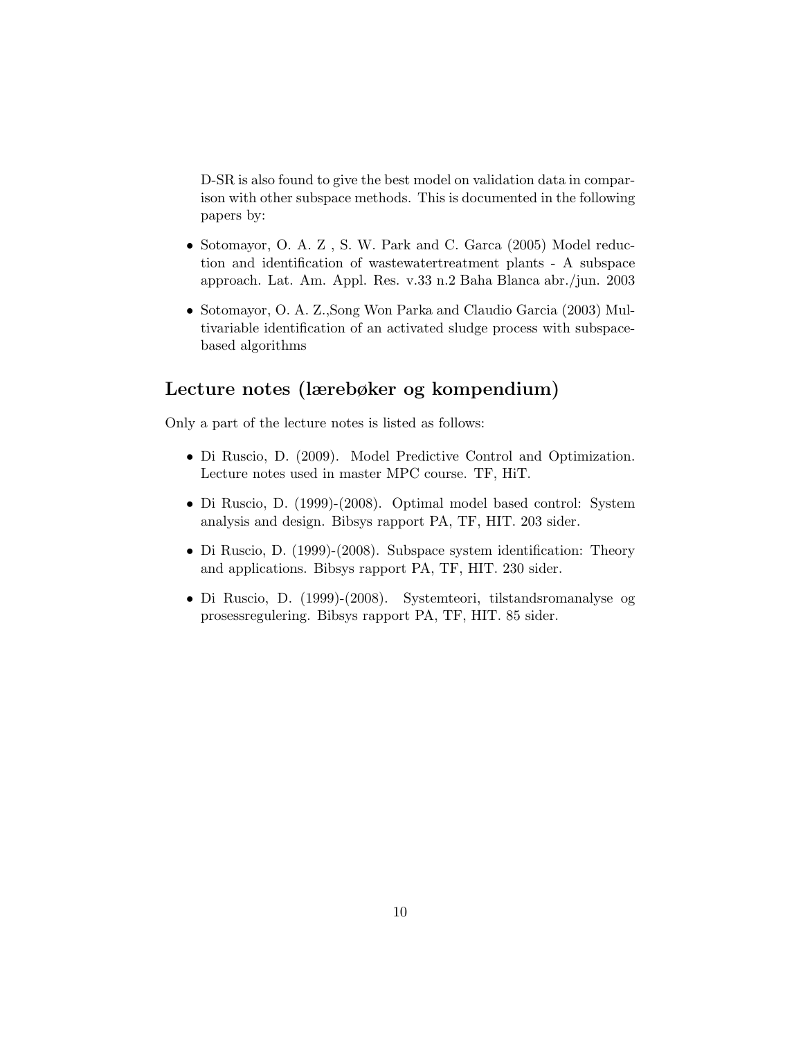D-SR is also found to give the best model on validation data in comparison with other subspace methods. This is documented in the following papers by:

- Sotomayor, O. A. Z , S. W. Park and C. Garca (2005) Model reduction and identification of wastewatertreatment plants - A subspace approach. Lat. Am. Appl. Res. v.33 n.2 Baha Blanca abr./jun. 2003
- Sotomayor, O. A. Z.,Song Won Parka and Claudio Garcia (2003) Multivariable identification of an activated sludge process with subspace-based algorithms

## Lecture notes (lærebøker og kompendium)

Only a part of the lecture notes is listed as follows:

- Di Ruscio, D. (2009). Model Predictive Control and Optimization. Lecture notes used in master MPC course. TF, HiT.
- Di Ruscio, D. (1999)-(2008). Optimal model based control: System analysis and design. Bibsys rapport PA, TF, HIT. 203 sider.
- Di Ruscio, D. (1999)-(2008). Subspace system identification: Theory and applications. Bibsys rapport PA, TF, HIT. 230 sider.
- Di Ruscio, D. (1999)-(2008). Systemteori, tilstandsromanalyse og prosessregulering. Bibsys rapport PA, TF, HIT. 85 sider.